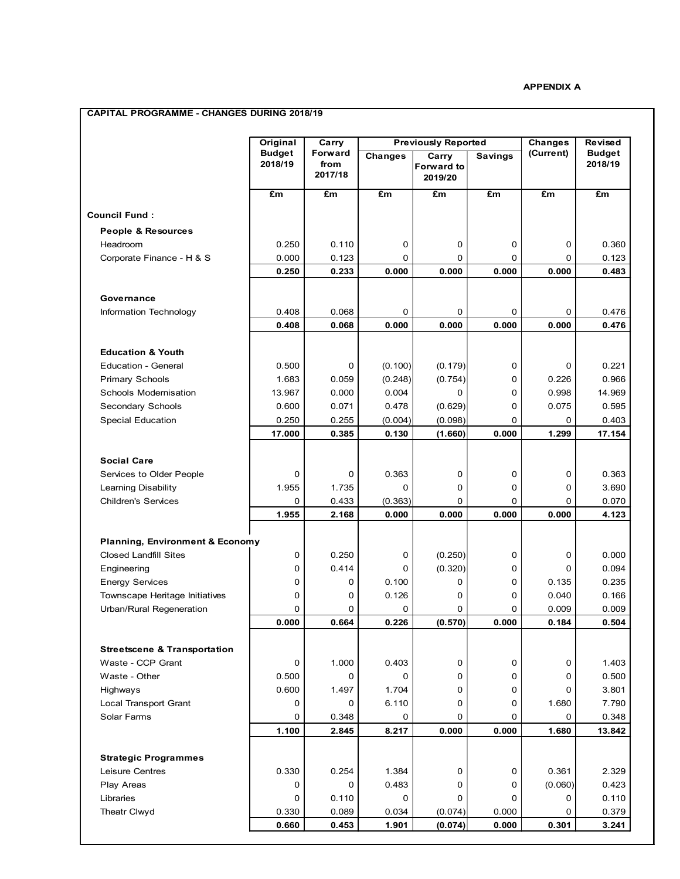**APPENDIX A**

**CAPITAL PROGRAMME - CHANGES DURING 2018/19**

| | Original Budget 2018/19 | Carry Forward from 2017/18 | Previously Reported | | | Changes (Current) | Revised Budget 2018/19 |
|---|---|---|---|---|---|---|---|
| | | | Changes | Carry Forward to 2019/20 | Savings | | |
| | £m | £m | £m | £m | £m | £m | £m |
| **Council Fund :** | | | | | | | |
| **People & Resources** | | | | | | | |
| Headroom | 0.250 | 0.110 | 0 | 0 | 0 | 0 | 0.360 |
| Corporate Finance - H & S | 0.000 | 0.123 | 0 | 0 | 0 | 0 | 0.123 |
| | **0.250** | **0.233** | **0.000** | **0.000** | **0.000** | **0.000** | **0.483** |
| **Governance** | | | | | | | |
| Information Technology | 0.408 | 0.068 | 0 | 0 | 0 | 0 | 0.476 |
| | **0.408** | **0.068** | **0.000** | **0.000** | **0.000** | **0.000** | **0.476** |
| **Education & Youth** | | | | | | | |
| Education - General | 0.500 | 0 | (0.100) | (0.179) | 0 | 0 | 0.221 |
| Primary Schools | 1.683 | 0.059 | (0.248) | (0.754) | 0 | 0.226 | 0.966 |
| Schools Modernisation | 13.967 | 0.000 | 0.004 | 0 | 0 | 0.998 | 14.969 |
| Secondary Schools | 0.600 | 0.071 | 0.478 | (0.629) | 0 | 0.075 | 0.595 |
| Special Education | 0.250 | 0.255 | (0.004) | (0.098) | 0 | 0 | 0.403 |
| | **17.000** | **0.385** | **0.130** | **(1.660)** | **0.000** | **1.299** | **17.154** |
| **Social Care** | | | | | | | |
| Services to Older People | 0 | 0 | 0.363 | 0 | 0 | 0 | 0.363 |
| Learning Disability | 1.955 | 1.735 | 0 | 0 | 0 | 0 | 3.690 |
| Children's Services | 0 | 0.433 | (0.363) | 0 | 0 | 0 | 0.070 |
| | **1.955** | **2.168** | **0.000** | **0.000** | **0.000** | **0.000** | **4.123** |
| **Planning, Environment & Economy** | | | | | | | |
| Closed Landfill Sites | 0 | 0.250 | 0 | (0.250) | 0 | 0 | 0.000 |
| Engineering | 0 | 0.414 | 0 | (0.320) | 0 | 0 | 0.094 |
| Energy Services | 0 | 0 | 0.100 | 0 | 0 | 0.135 | 0.235 |
| Townscape Heritage Initiatives | 0 | 0 | 0.126 | 0 | 0 | 0.040 | 0.166 |
| Urban/Rural Regeneration | 0 | 0 | 0 | 0 | 0 | 0.009 | 0.009 |
| | **0.000** | **0.664** | **0.226** | **(0.570)** | **0.000** | **0.184** | **0.504** |
| **Streetscene & Transportation** | | | | | | | |
| Waste - CCP Grant | 0 | 1.000 | 0.403 | 0 | 0 | 0 | 1.403 |
| Waste - Other | 0.500 | 0 | 0 | 0 | 0 | 0 | 0.500 |
| Highways | 0.600 | 1.497 | 1.704 | 0 | 0 | 0 | 3.801 |
| Local Transport Grant | 0 | 0 | 6.110 | 0 | 0 | 1.680 | 7.790 |
| Solar Farms | 0 | 0.348 | 0 | 0 | 0 | 0 | 0.348 |
| | **1.100** | **2.845** | **8.217** | **0.000** | **0.000** | **1.680** | **13.842** |
| **Strategic Programmes** | | | | | | | |
| Leisure Centres | 0.330 | 0.254 | 1.384 | 0 | 0 | 0.361 | 2.329 |
| Play Areas | 0 | 0 | 0.483 | 0 | 0 | (0.060) | 0.423 |
| Libraries | 0 | 0.110 | 0 | 0 | 0 | 0 | 0.110 |
| Theatr Clwyd | 0.330 | 0.089 | 0.034 | (0.074) | 0.000 | 0 | 0.379 |
| | **0.660** | **0.453** | **1.901** | **(0.074)** | **0.000** | **0.301** | **3.241** |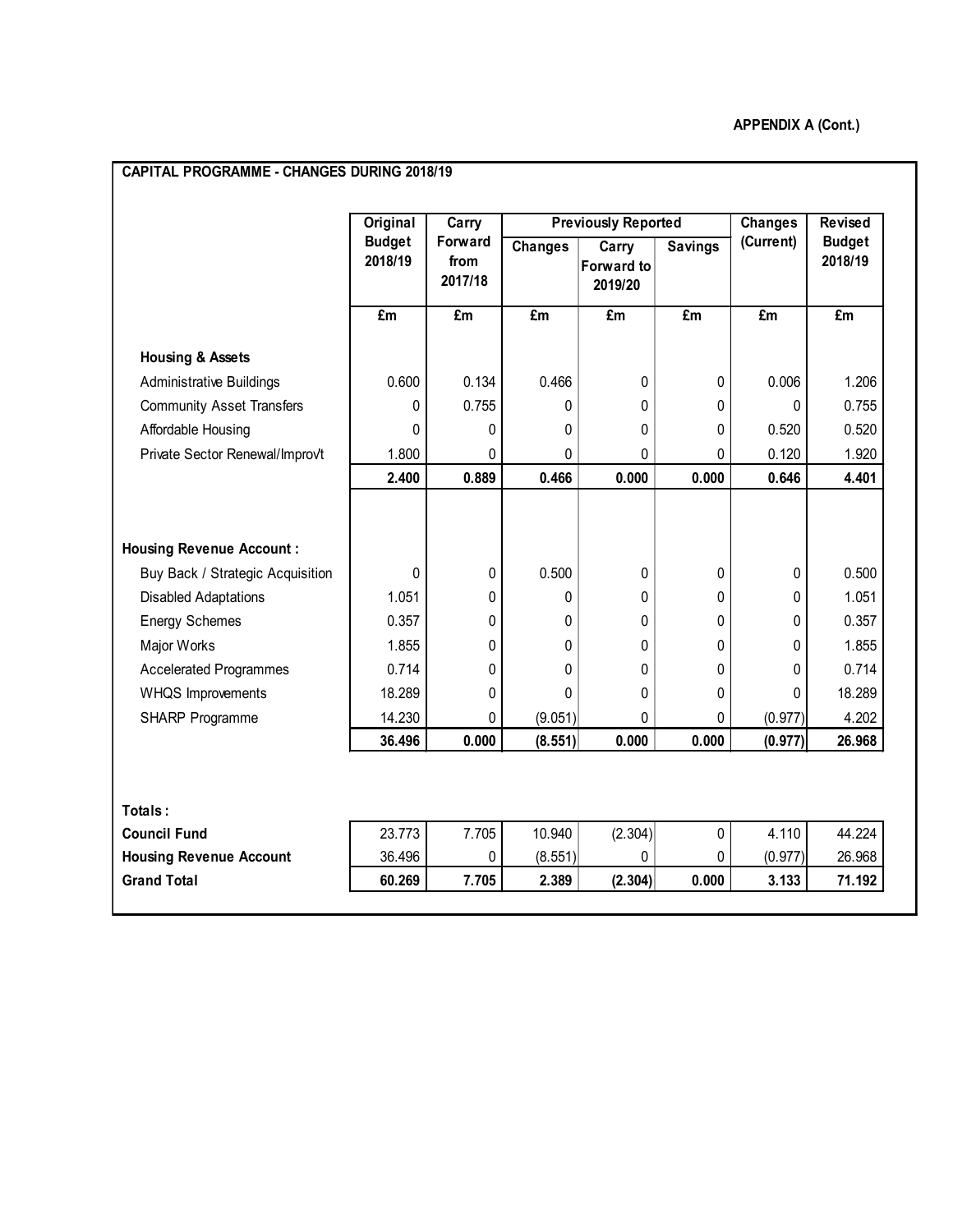**APPENDIX A (Cont.)**

**CAPITAL PROGRAMME - CHANGES DURING 2018/19**

| | Original Budget 2018/19 | Carry Forward from 2017/18 | Previously Reported | | | Changes (Current) | Revised Budget 2018/19 |
|---|---|---|---|---|---|---|---|
| | | | Changes | Carry Forward to 2019/20 | Savings | | |
| | £m | £m | £m | £m | £m | £m | £m |
| **Housing & Assets** | | | | | | | |
| Administrative Buildings | 0.600 | 0.134 | 0.466 | 0 | 0 | 0.006 | 1.206 |
| Community Asset Transfers | 0 | 0.755 | 0 | 0 | 0 | 0 | 0.755 |
| Affordable Housing | 0 | 0 | 0 | 0 | 0 | 0.520 | 0.520 |
| Private Sector Renewal/Improv't | 1.800 | 0 | 0 | 0 | 0 | 0.120 | 1.920 |
| | **2.400** | **0.889** | **0.466** | **0.000** | **0.000** | **0.646** | **4.401** |
| **Housing Revenue Account :** | | | | | | | |
| Buy Back / Strategic Acquisition | 0 | 0 | 0.500 | 0 | 0 | 0 | 0.500 |
| Disabled Adaptations | 1.051 | 0 | 0 | 0 | 0 | 0 | 1.051 |
| Energy Schemes | 0.357 | 0 | 0 | 0 | 0 | 0 | 0.357 |
| Major Works | 1.855 | 0 | 0 | 0 | 0 | 0 | 1.855 |
| Accelerated Programmes | 0.714 | 0 | 0 | 0 | 0 | 0 | 0.714 |
| WHQS Improvements | 18.289 | 0 | 0 | 0 | 0 | 0 | 18.289 |
| SHARP Programme | 14.230 | 0 | (9.051) | 0 | 0 | (0.977) | 4.202 |
| | **36.496** | **0.000** | **(8.551)** | **0.000** | **0.000** | **(0.977)** | **26.968** |
| **Totals :** | | | | | | | |
| **Council Fund** | 23.773 | 7.705 | 10.940 | (2.304) | 0 | 4.110 | 44.224 |
| **Housing Revenue Account** | 36.496 | 0 | (8.551) | 0 | 0 | (0.977) | 26.968 |
| **Grand Total** | **60.269** | **7.705** | **2.389** | **(2.304)** | **0.000** | **3.133** | **71.192** |